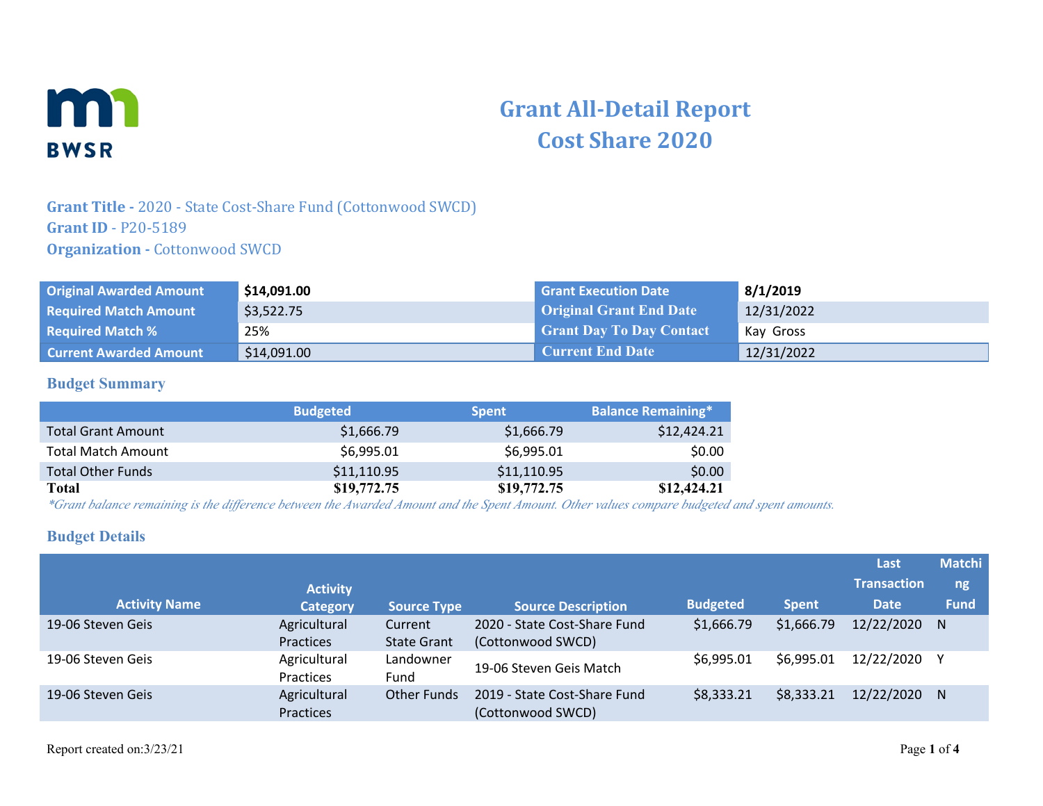# Grant All-Detail Report
# Cost Share 2020

**Grant Title -** 2020 - State Cost-Share Fund (Cottonwood SWCD)
**Grant ID** - P20-5189
**Organization -** Cottonwood SWCD

| | | | |
|---|---|---|---|
| Original Awarded Amount | **$14,091.00** | Grant Execution Date | **8/1/2019** |
| Required Match Amount | $3,522.75 | Original Grant End Date | 12/31/2022 |
| Required Match % | 25% | Grant Day To Day Contact | Kay Gross |
| Current Awarded Amount | $14,091.00 | Current End Date | 12/31/2022 |

## Budget Summary

| | Budgeted | Spent | Balance Remaining* |
|---|---|---|---|
| Total Grant Amount | $1,666.79 | $1,666.79 | $12,424.21 |
| Total Match Amount | $6,995.01 | $6,995.01 | $0.00 |
| Total Other Funds | $11,110.95 | $11,110.95 | $0.00 |
| **Total** | **$19,772.75** | **$19,772.75** | **$12,424.21** |

*\*Grant balance remaining is the difference between the Awarded Amount and the Spent Amount. Other values compare budgeted and spent amounts.*

## Budget Details

| Activity Name | Activity Category | Source Type | Source Description | Budgeted | Spent | Last Transaction Date | Matching Fund |
|---|---|---|---|---|---|---|---|
| 19-06 Steven Geis | Agricultural Practices | Current State Grant | 2020 - State Cost-Share Fund (Cottonwood SWCD) | $1,666.79 | $1,666.79 | 12/22/2020 | N |
| 19-06 Steven Geis | Agricultural Practices | Landowner Fund | 19-06 Steven Geis Match | $6,995.01 | $6,995.01 | 12/22/2020 | Y |
| 19-06 Steven Geis | Agricultural Practices | Other Funds | 2019 - State Cost-Share Fund (Cottonwood SWCD) | $8,333.21 | $8,333.21 | 12/22/2020 | N |

Report created on:3/23/21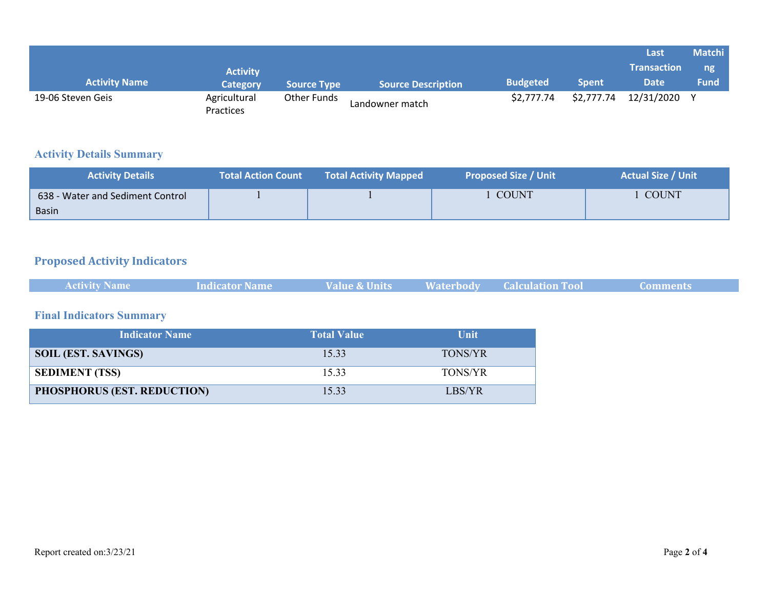| Activity Name | Activity Category | Source Type | Source Description | Budgeted | Spent | Last Transaction Date | Matching Fund |
|---|---|---|---|---|---|---|---|
| 19-06 Steven Geis | Agricultural Practices | Other Funds | Landowner match | $2,777.74 | $2,777.74 | 12/31/2020 | Y |

## Activity Details Summary

| Activity Details | Total Action Count | Total Activity Mapped | Proposed Size / Unit | Actual Size / Unit |
|---|---|---|---|---|
| 638 - Water and Sediment Control Basin | 1 | 1 | 1 COUNT | 1 COUNT |

## Proposed Activity Indicators

| Activity Name | Indicator Name | Value & Units | Waterbody | Calculation Tool | Comments |
|---|---|---|---|---|---|

## Final Indicators Summary

| Indicator Name | Total Value | Unit |
|---|---|---|
| **SOIL (EST. SAVINGS)** | 15.33 | TONS/YR |
| **SEDIMENT (TSS)** | 15.33 | TONS/YR |
| **PHOSPHORUS (EST. REDUCTION)** | 15.33 | LBS/YR |

Report created on:3/23/21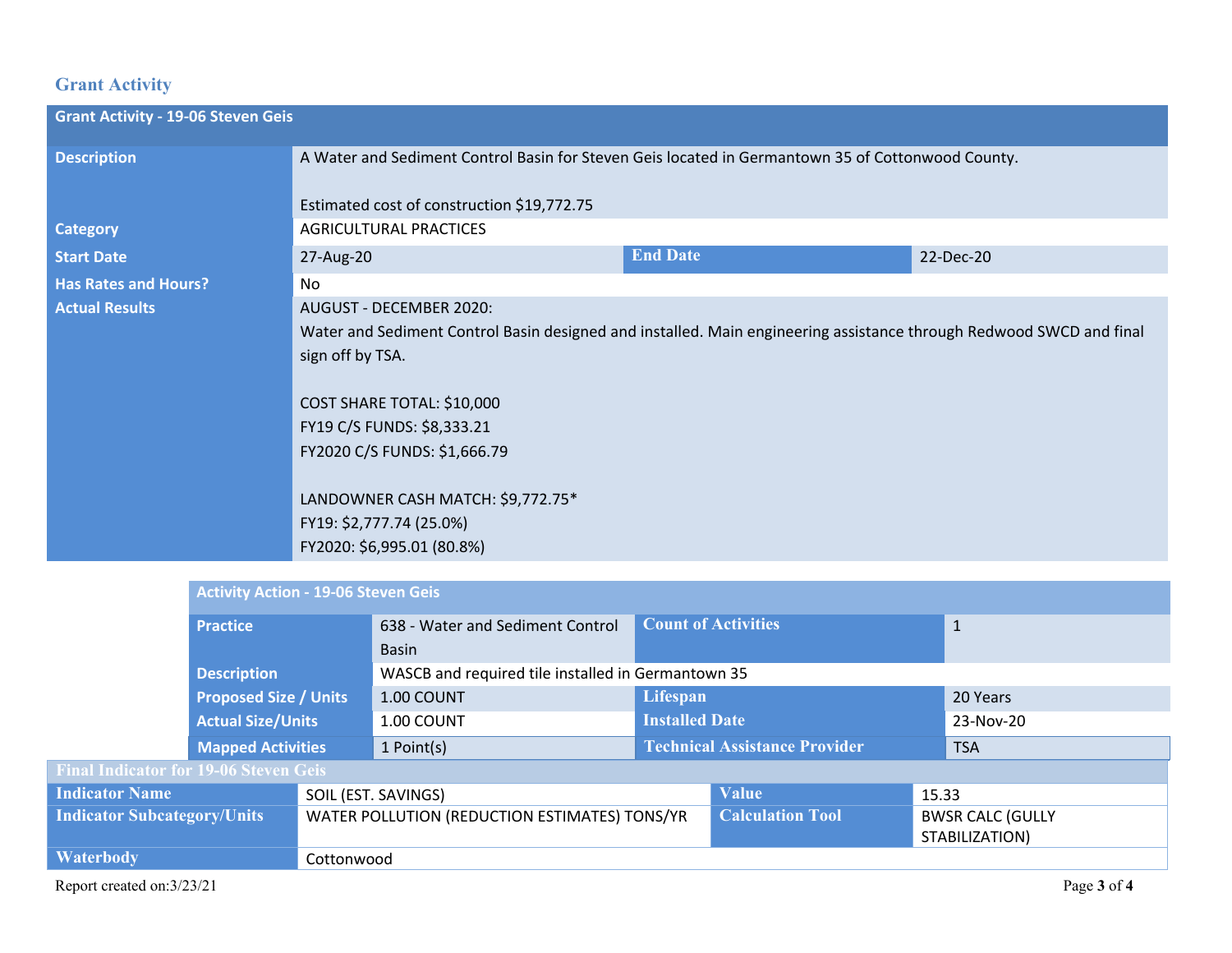## Grant Activity

| Grant Activity - 19-06 Steven Geis | | | |
|---|---|---|---|
| **Description** | A Water and Sediment Control Basin for Steven Geis located in Germantown 35 of Cottonwood County.<br><br>Estimated cost of construction $19,772.75 | | |
| **Category** | AGRICULTURAL PRACTICES | | |
| **Start Date** | 27-Aug-20 | **End Date** | 22-Dec-20 |
| **Has Rates and Hours?** | No | | |
| **Actual Results** | AUGUST - DECEMBER 2020:<br>Water and Sediment Control Basin designed and installed. Main engineering assistance through Redwood SWCD and final sign off by TSA.<br><br>COST SHARE TOTAL: $10,000<br>FY19 C/S FUNDS: $8,333.21<br>FY2020 C/S FUNDS: $1,666.79<br><br>LANDOWNER CASH MATCH: $9,772.75*<br>FY19: $2,777.74 (25.0%)<br>FY2020: $6,995.01 (80.8%) | | |

| Activity Action - 19-06 Steven Geis | | | |
|---|---|---|---|
| **Practice** | 638 - Water and Sediment Control Basin | **Count of Activities** | 1 |
| **Description** | WASCB and required tile installed in Germantown 35 | | |
| **Proposed Size / Units** | 1.00 COUNT | **Lifespan** | 20 Years |
| **Actual Size/Units** | 1.00 COUNT | **Installed Date** | 23-Nov-20 |
| **Mapped Activities** | 1 Point(s) | **Technical Assistance Provider** | TSA |

| Final Indicator for 19-06 Steven Geis | | | |
|---|---|---|---|
| **Indicator Name** | SOIL (EST. SAVINGS) | **Value** | 15.33 |
| **Indicator Subcategory/Units** | WATER POLLUTION (REDUCTION ESTIMATES) TONS/YR | **Calculation Tool** | BWSR CALC (GULLY STABILIZATION) |
| **Waterbody** | Cottonwood | | |

Report created on:3/23/21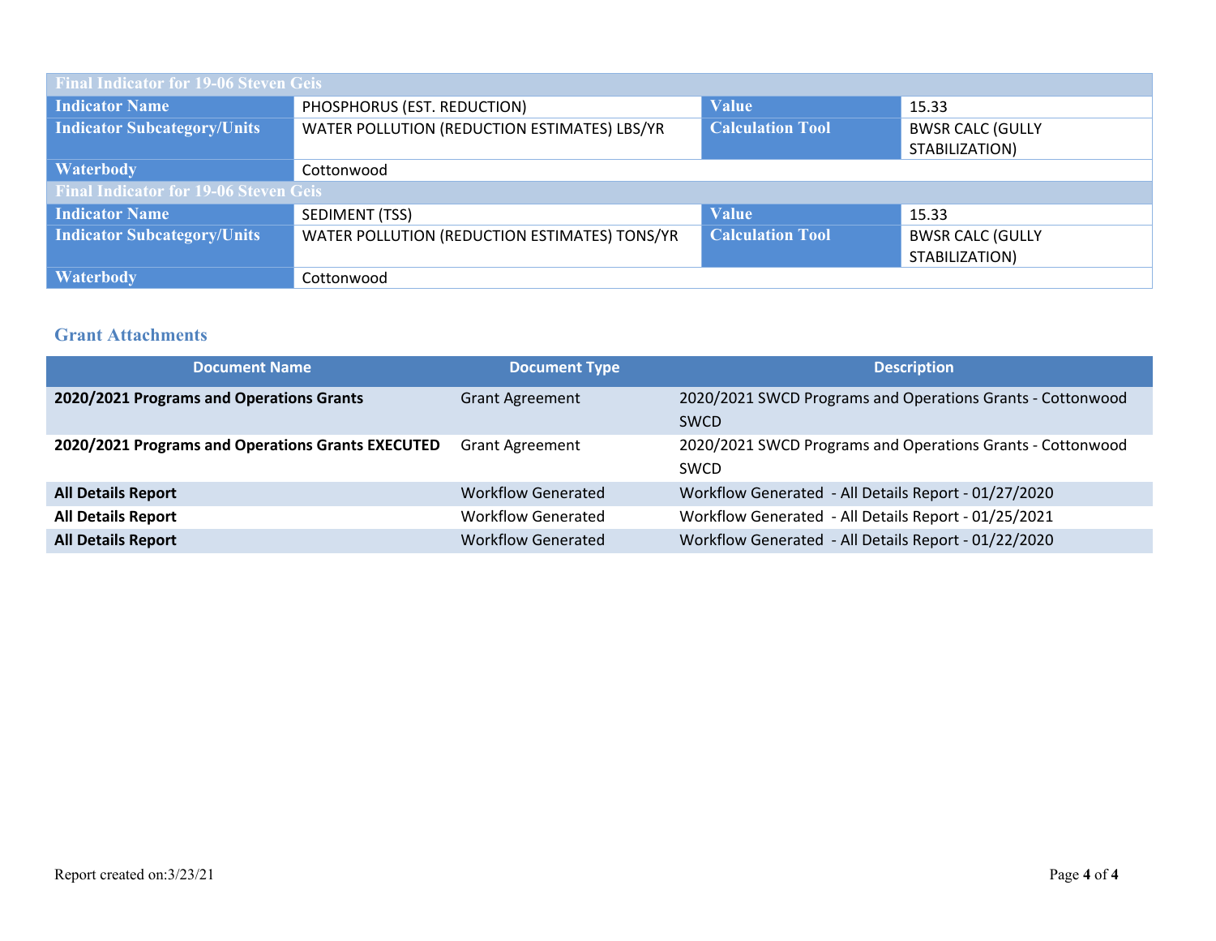| Final Indicator for 19-06 Steven Geis | | | |
| --- | --- | --- | --- |
| **Indicator Name** | PHOSPHORUS (EST. REDUCTION) | **Value** | 15.33 |
| **Indicator Subcategory/Units** | WATER POLLUTION (REDUCTION ESTIMATES) LBS/YR | **Calculation Tool** | BWSR CALC (GULLY STABILIZATION) |
| **Waterbody** | Cottonwood | | |

| Final Indicator for 19-06 Steven Geis | | | |
| --- | --- | --- | --- |
| **Indicator Name** | SEDIMENT (TSS) | **Value** | 15.33 |
| **Indicator Subcategory/Units** | WATER POLLUTION (REDUCTION ESTIMATES) TONS/YR | **Calculation Tool** | BWSR CALC (GULLY STABILIZATION) |
| **Waterbody** | Cottonwood | | |

## Grant Attachments

| Document Name | Document Type | Description |
| --- | --- | --- |
| **2020/2021 Programs and Operations Grants** | Grant Agreement | 2020/2021 SWCD Programs and Operations Grants - Cottonwood SWCD |
| **2020/2021 Programs and Operations Grants EXECUTED** | Grant Agreement | 2020/2021 SWCD Programs and Operations Grants - Cottonwood SWCD |
| **All Details Report** | Workflow Generated | Workflow Generated - All Details Report - 01/27/2020 |
| **All Details Report** | Workflow Generated | Workflow Generated - All Details Report - 01/25/2021 |
| **All Details Report** | Workflow Generated | Workflow Generated - All Details Report - 01/22/2020 |

Report created on:3/23/21